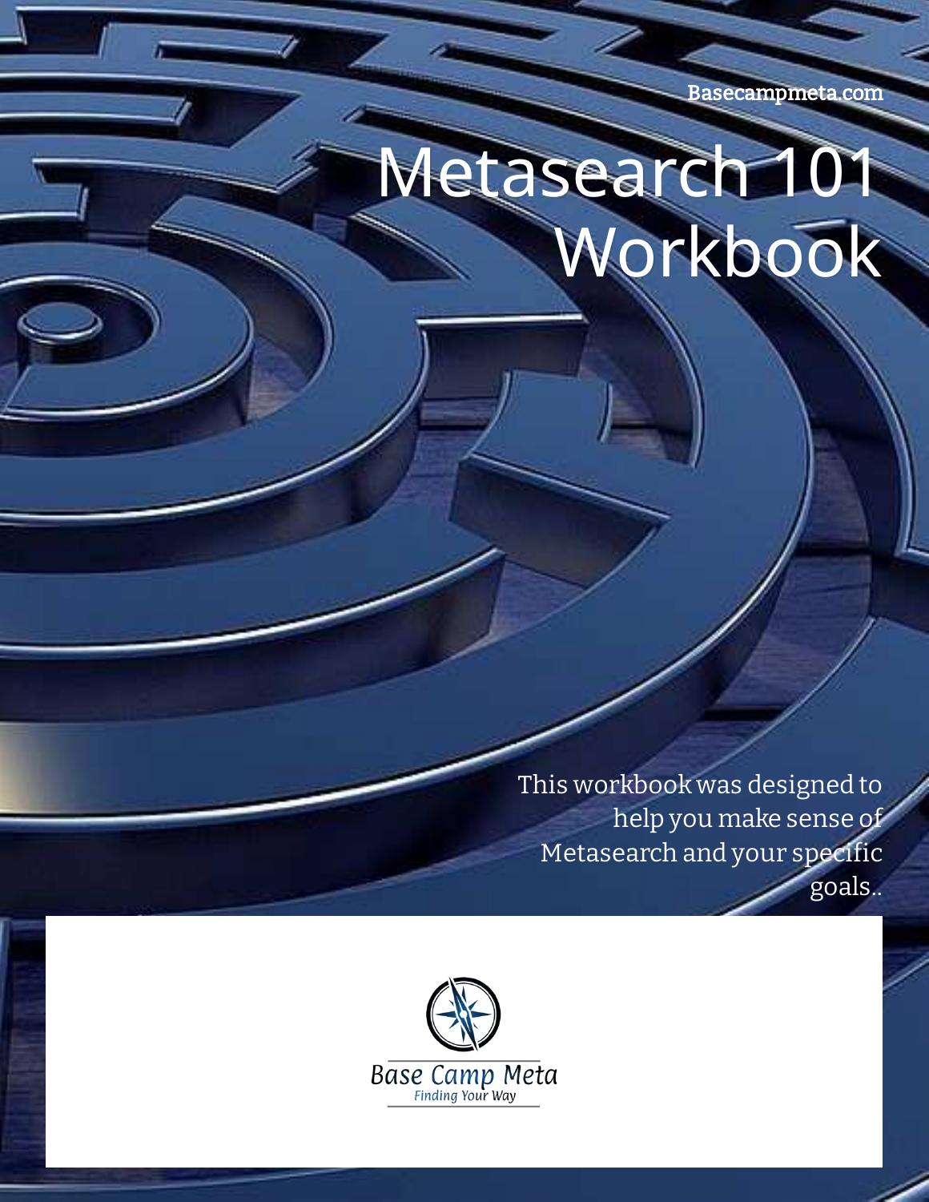Basecampmeta.com

# Metasearch 101 Workbook

This workbook was designed to help you make sense of Metasearch and your specific goals..

Base Camp Meta
Finding Your Way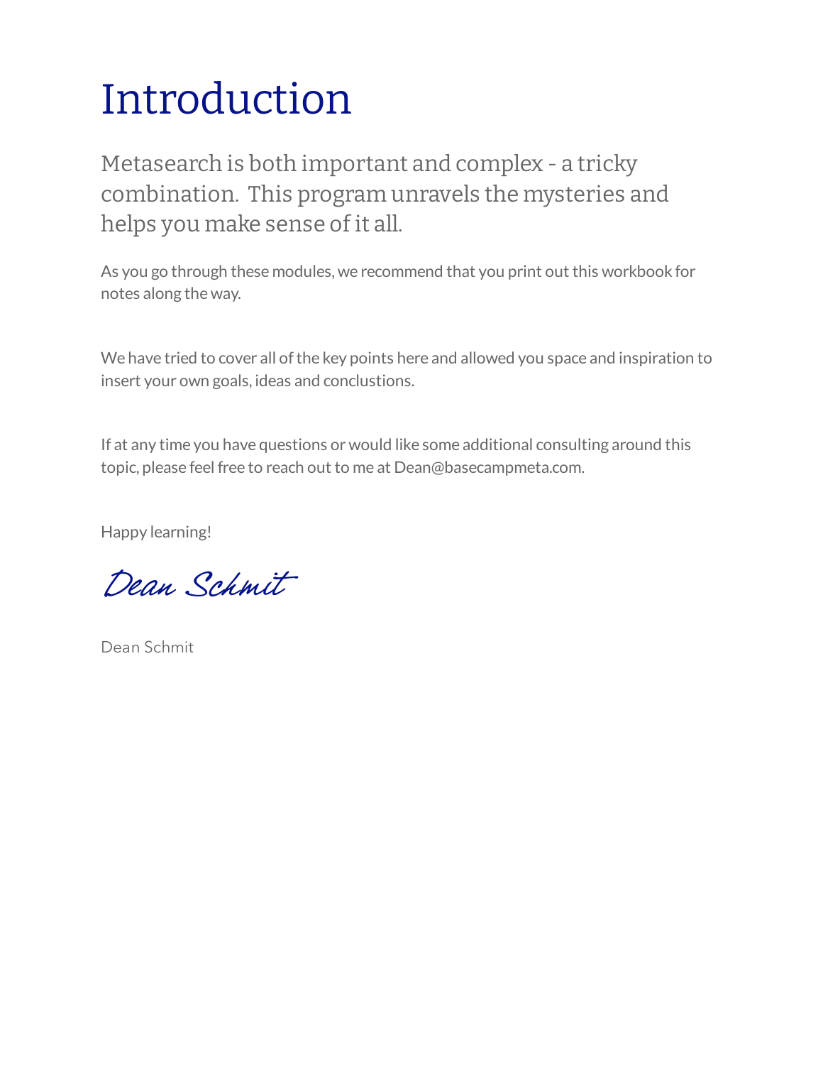# Introduction

Metasearch is both important and complex - a tricky combination.  This program unravels the mysteries and helps you make sense of it all.

As you go through these modules, we recommend that you print out this workbook for notes along the way.

We have tried to cover all of the key points here and allowed you space and inspiration to insert your own goals, ideas and conclustions.

If at any time you have questions or would like some additional consulting around this topic, please feel free to reach out to me at Dean@basecampmeta.com.

Happy learning!

*Dean Schmit*

Dean Schmit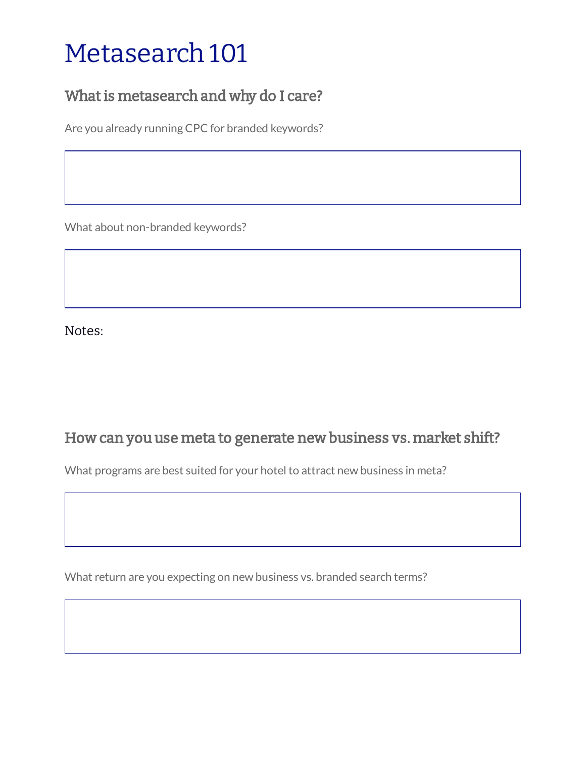# Metasearch 101

## What is metasearch and why do I care?

Are you already running CPC for branded keywords?

What about non-branded keywords?

Notes:

## How can you use meta to generate new business vs. market shift?

What programs are best suited for your hotel to attract new business in meta?

What return are you expecting on new business vs. branded search terms?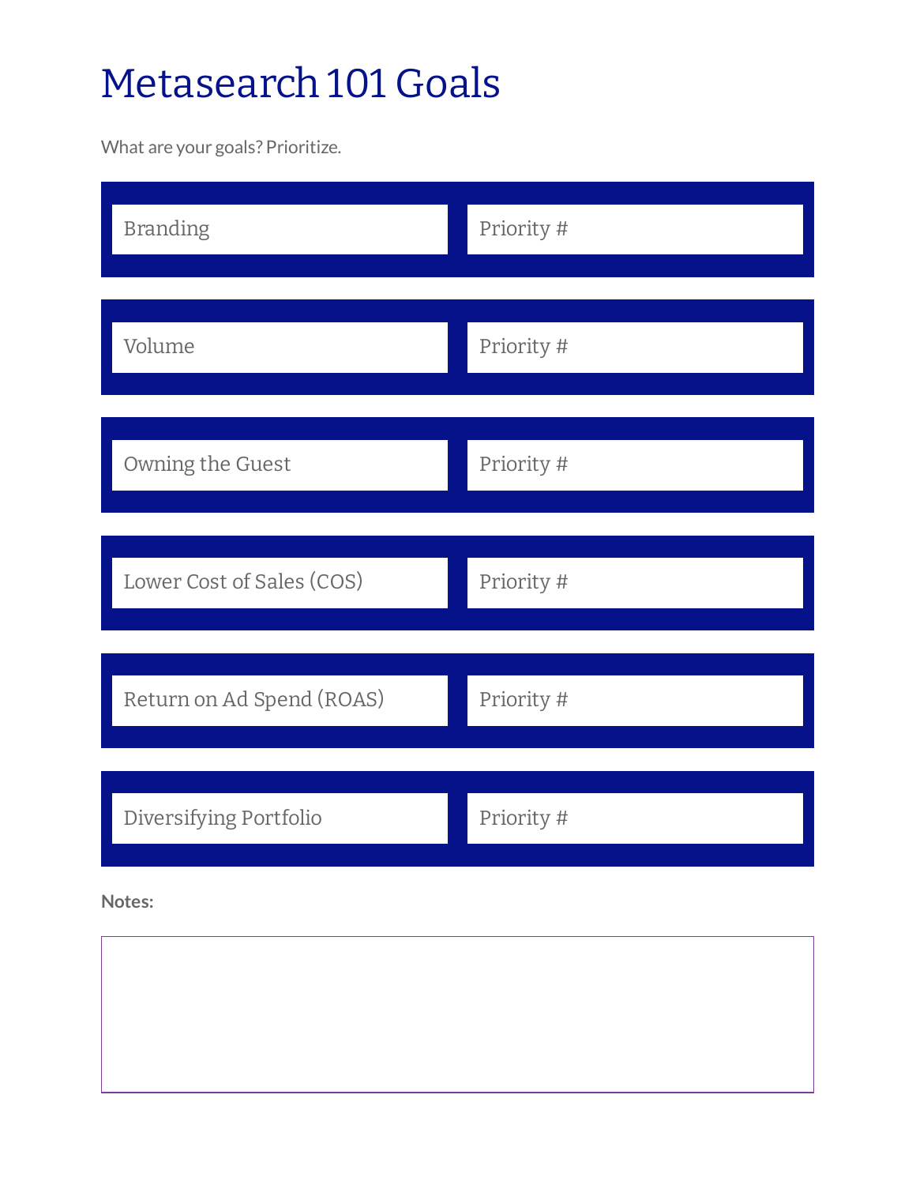# Metasearch 101 Goals

What are your goals? Prioritize.

| Goal | Priority # |
| --- | --- |
| Branding | Priority # |
| Volume | Priority # |
| Owning the Guest | Priority # |
| Lower Cost of Sales (COS) | Priority # |
| Return on Ad Spend (ROAS) | Priority # |
| Diversifying Portfolio | Priority # |

**Notes:**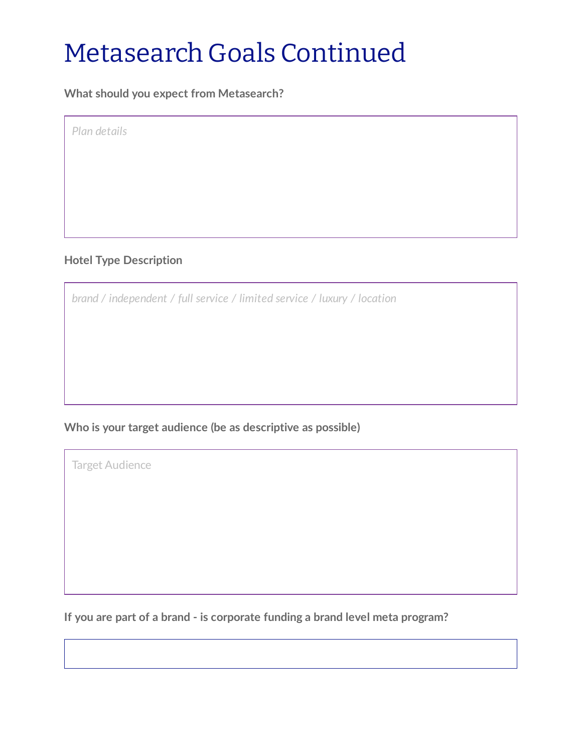# Metasearch Goals Continued

**What should you expect from Metasearch?**

*Plan details*

**Hotel Type Description**

*brand / independent / full service / limited service / luxury / location*

**Who is your target audience (be as descriptive as possible)**

Target Audience

**If you are part of a brand - is corporate funding a brand level meta program?**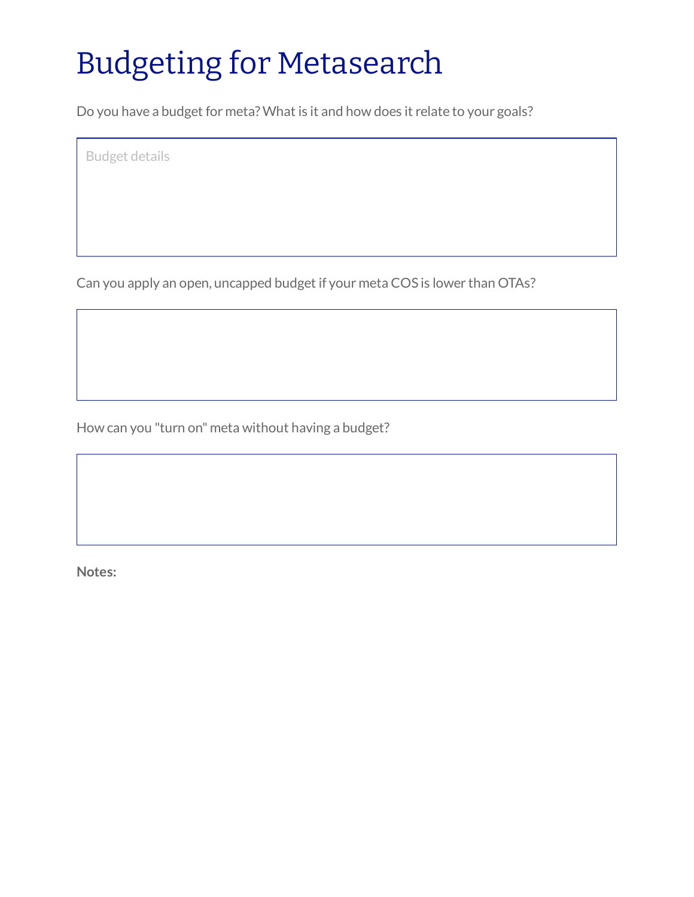# Budgeting for Metasearch

Do you have a budget for meta? What is it and how does it relate to your goals?

Budget details

Can you apply an open, uncapped budget if your meta COS is lower than OTAs?

How can you "turn on" meta without having a budget?

**Notes:**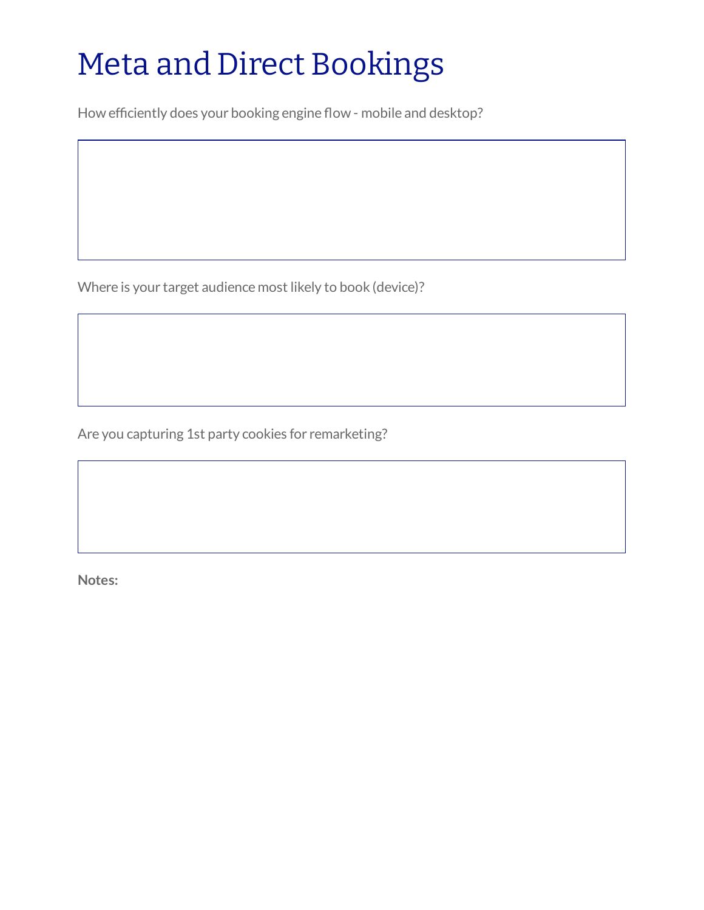# Meta and Direct Bookings

How efficiently does your booking engine flow - mobile and desktop?

Where is your target audience most likely to book (device)?

Are you capturing 1st party cookies for remarketing?

**Notes:**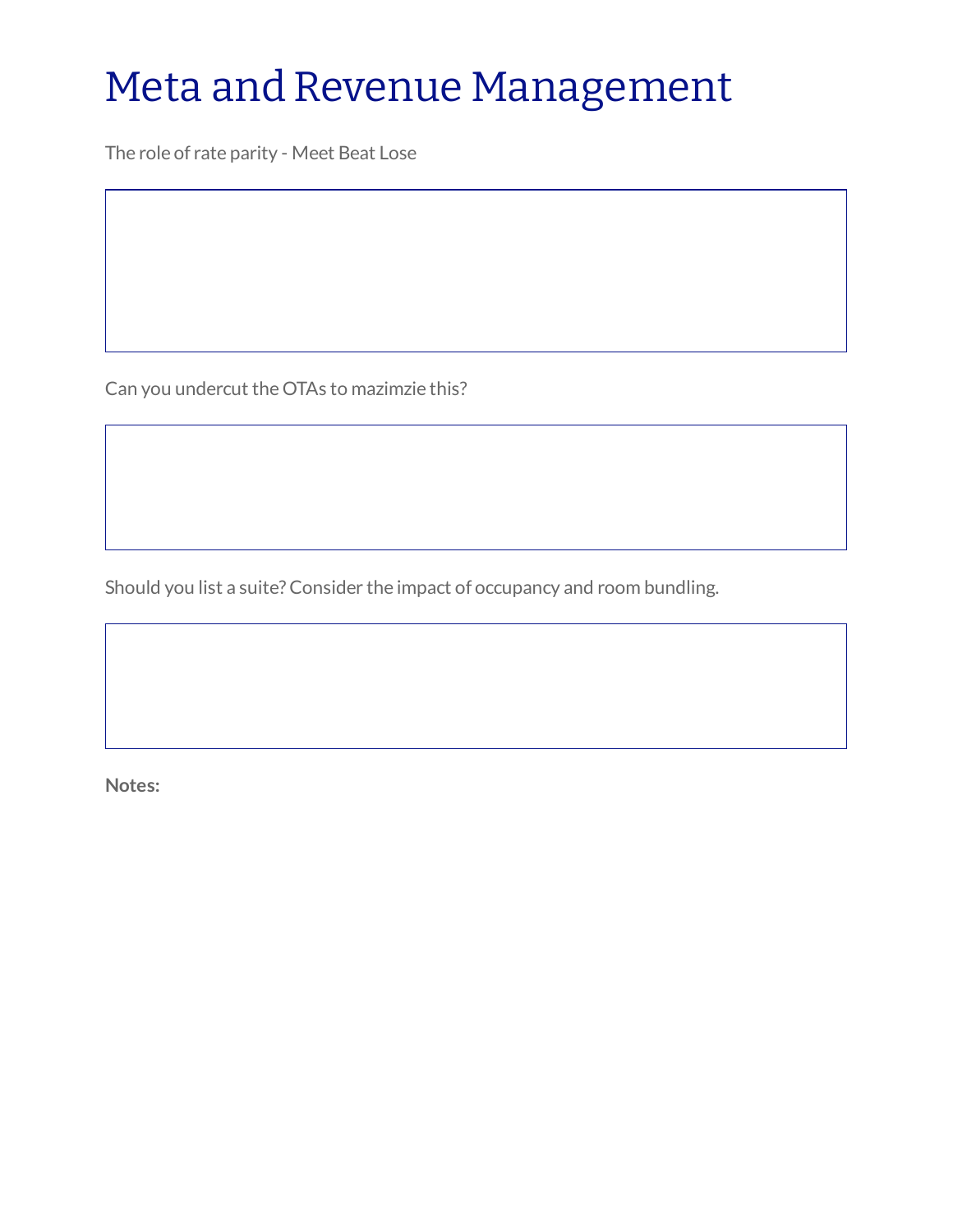# Meta and Revenue Management

The role of rate parity - Meet Beat Lose

Can you undercut the OTAs to mazimzie this?

Should you list a suite? Consider the impact of occupancy and room bundling.

**Notes:**